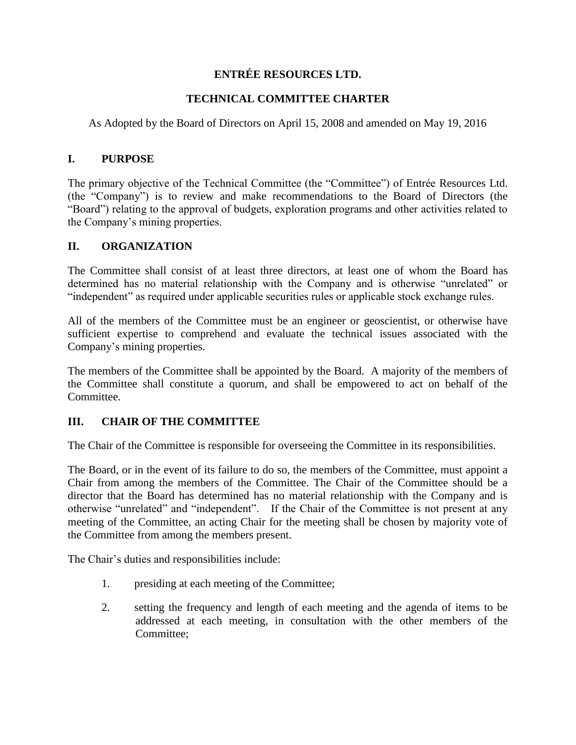# ENTRÉE RESOURCES LTD.

## TECHNICAL COMMITTEE CHARTER

As Adopted by the Board of Directors on April 15, 2008 and amended on May 19, 2016

## I. PURPOSE

The primary objective of the Technical Committee (the "Committee") of Entrée Resources Ltd. (the "Company") is to review and make recommendations to the Board of Directors (the "Board") relating to the approval of budgets, exploration programs and other activities related to the Company's mining properties.

## II. ORGANIZATION

The Committee shall consist of at least three directors, at least one of whom the Board has determined has no material relationship with the Company and is otherwise "unrelated" or "independent" as required under applicable securities rules or applicable stock exchange rules.

All of the members of the Committee must be an engineer or geoscientist, or otherwise have sufficient expertise to comprehend and evaluate the technical issues associated with the Company's mining properties.

The members of the Committee shall be appointed by the Board. A majority of the members of the Committee shall constitute a quorum, and shall be empowered to act on behalf of the Committee.

## III. CHAIR OF THE COMMITTEE

The Chair of the Committee is responsible for overseeing the Committee in its responsibilities.

The Board, or in the event of its failure to do so, the members of the Committee, must appoint a Chair from among the members of the Committee. The Chair of the Committee should be a director that the Board has determined has no material relationship with the Company and is otherwise "unrelated" and "independent". If the Chair of the Committee is not present at any meeting of the Committee, an acting Chair for the meeting shall be chosen by majority vote of the Committee from among the members present.

The Chair's duties and responsibilities include:

1. presiding at each meeting of the Committee;
2. setting the frequency and length of each meeting and the agenda of items to be addressed at each meeting, in consultation with the other members of the Committee;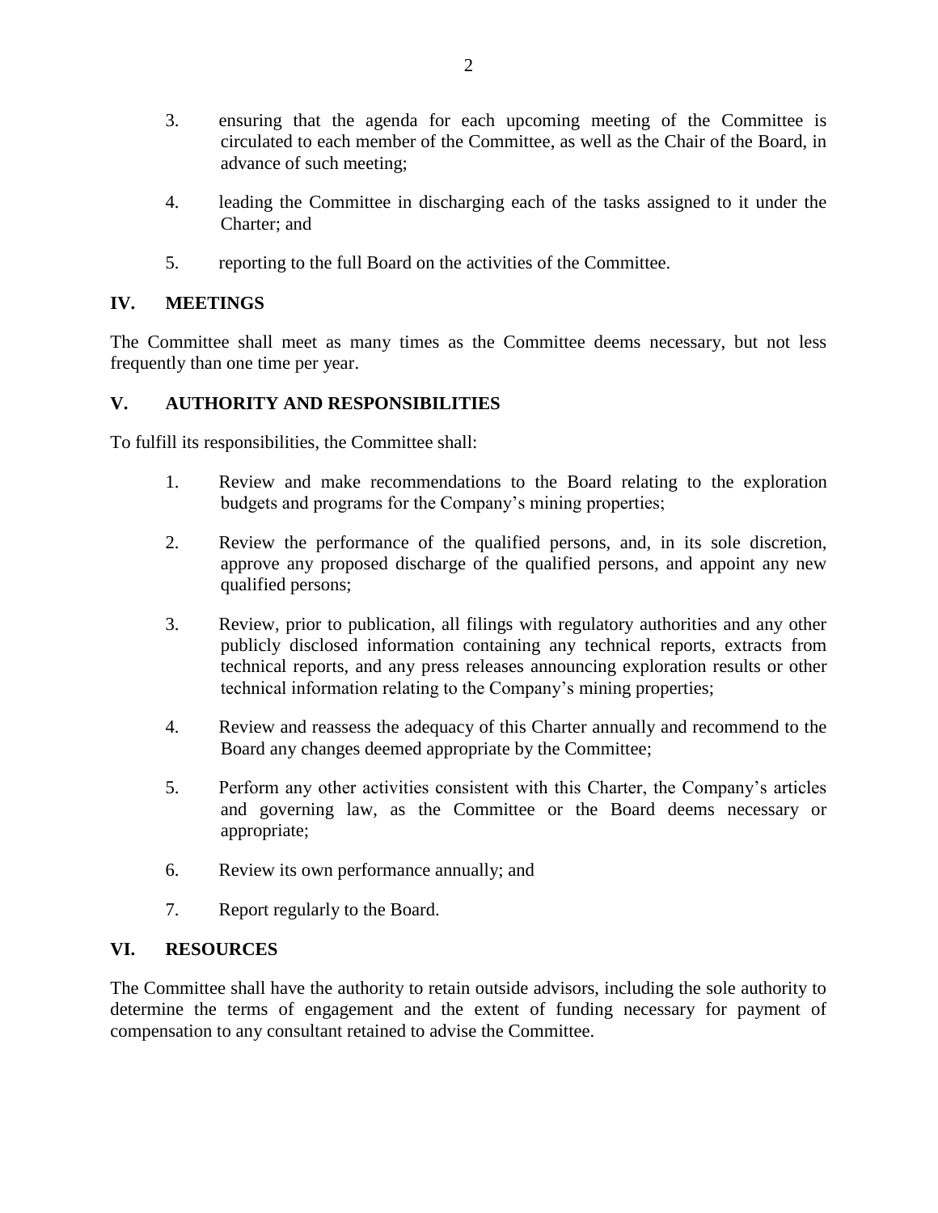3. ensuring that the agenda for each upcoming meeting of the Committee is circulated to each member of the Committee, as well as the Chair of the Board, in advance of such meeting;

4. leading the Committee in discharging each of the tasks assigned to it under the Charter; and

5. reporting to the full Board on the activities of the Committee.

## IV. MEETINGS

The Committee shall meet as many times as the Committee deems necessary, but not less frequently than one time per year.

## V. AUTHORITY AND RESPONSIBILITIES

To fulfill its responsibilities, the Committee shall:

1. Review and make recommendations to the Board relating to the exploration budgets and programs for the Company's mining properties;

2. Review the performance of the qualified persons, and, in its sole discretion, approve any proposed discharge of the qualified persons, and appoint any new qualified persons;

3. Review, prior to publication, all filings with regulatory authorities and any other publicly disclosed information containing any technical reports, extracts from technical reports, and any press releases announcing exploration results or other technical information relating to the Company's mining properties;

4. Review and reassess the adequacy of this Charter annually and recommend to the Board any changes deemed appropriate by the Committee;

5. Perform any other activities consistent with this Charter, the Company's articles and governing law, as the Committee or the Board deems necessary or appropriate;

6. Review its own performance annually; and

7. Report regularly to the Board.

## VI. RESOURCES

The Committee shall have the authority to retain outside advisors, including the sole authority to determine the terms of engagement and the extent of funding necessary for payment of compensation to any consultant retained to advise the Committee.